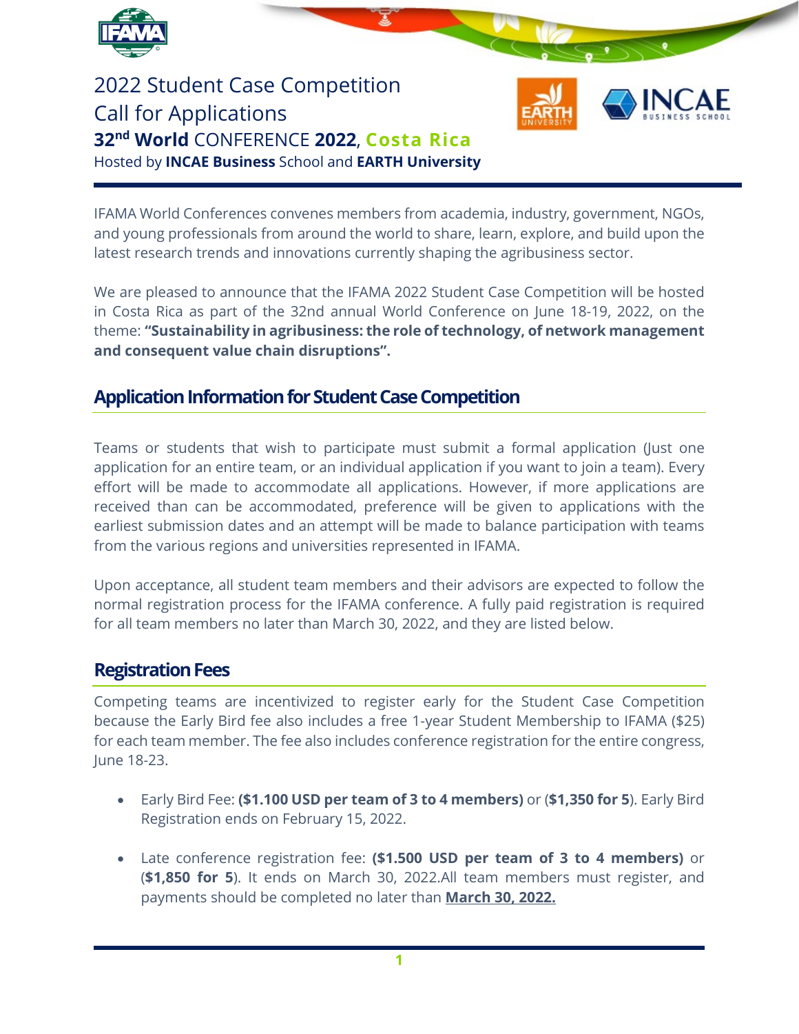# 2022 Student Case Competition Call for Applications

## 32nd World CONFERENCE 2022, Costa Rica

Hosted by **INCAE Business** School and **EARTH University**

IFAMA World Conferences convenes members from academia, industry, government, NGOs, and young professionals from around the world to share, learn, explore, and build upon the latest research trends and innovations currently shaping the agribusiness sector.

We are pleased to announce that the IFAMA 2022 Student Case Competition will be hosted in Costa Rica as part of the 32nd annual World Conference on June 18-19, 2022, on the theme: **"Sustainability in agribusiness: the role of technology, of network management and consequent value chain disruptions".**

## Application Information for Student Case Competition

Teams or students that wish to participate must submit a formal application (Just one application for an entire team, or an individual application if you want to join a team). Every effort will be made to accommodate all applications. However, if more applications are received than can be accommodated, preference will be given to applications with the earliest submission dates and an attempt will be made to balance participation with teams from the various regions and universities represented in IFAMA.

Upon acceptance, all student team members and their advisors are expected to follow the normal registration process for the IFAMA conference. A fully paid registration is required for all team members no later than March 30, 2022, and they are listed below.

## Registration Fees

Competing teams are incentivized to register early for the Student Case Competition because the Early Bird fee also includes a free 1-year Student Membership to IFAMA ($25) for each team member. The fee also includes conference registration for the entire congress, June 18-23.

- Early Bird Fee: **($1.100 USD per team of 3 to 4 members)** or (**$1,350 for 5**). Early Bird Registration ends on February 15, 2022.
- Late conference registration fee: **($1.500 USD per team of 3 to 4 members)** or (**$1,850 for 5**). It ends on March 30, 2022.All team members must register, and payments should be completed no later than **March 30, 2022.**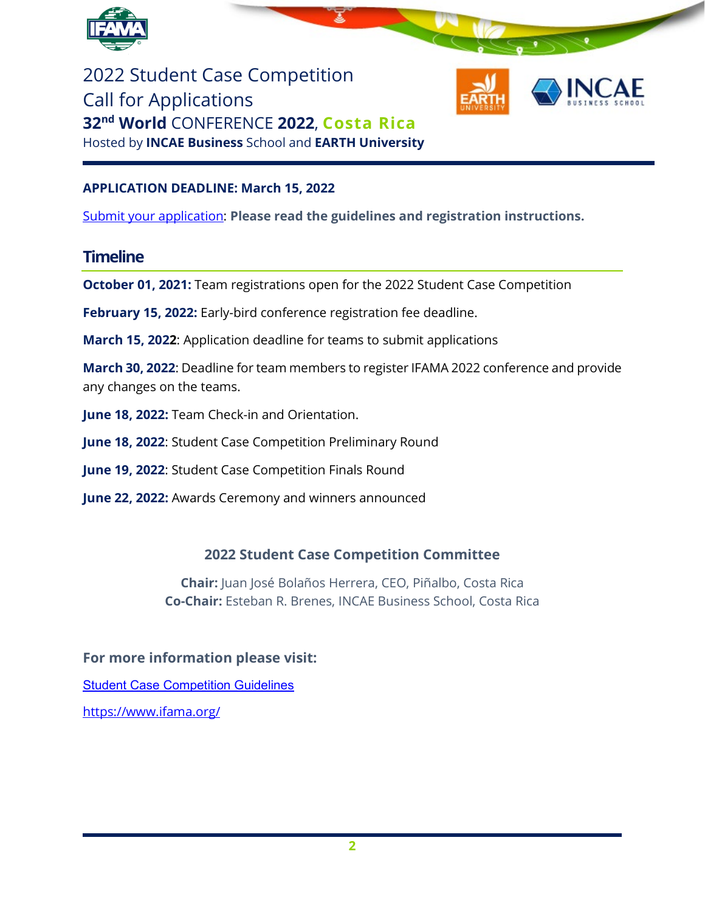# 2022 Student Case Competition Call for Applications

**32nd World** CONFERENCE **2022**, **Costa Rica**

Hosted by **INCAE Business** School and **EARTH University**

**APPLICATION DEADLINE: March 15, 2022**

Submit your application: **Please read the guidelines and registration instructions.**

## Timeline

**October 01, 2021:** Team registrations open for the 2022 Student Case Competition

**February 15, 2022:** Early-bird conference registration fee deadline.

**March 15, 2022**: Application deadline for teams to submit applications

**March 30, 2022**: Deadline for team members to register IFAMA 2022 conference and provide any changes on the teams.

**June 18, 2022:** Team Check-in and Orientation.

**June 18, 2022**: Student Case Competition Preliminary Round

**June 19, 2022**: Student Case Competition Finals Round

**June 22, 2022:** Awards Ceremony and winners announced

### 2022 Student Case Competition Committee

**Chair:** Juan José Bolaños Herrera, CEO, Piñalbo, Costa Rica
**Co-Chair:** Esteban R. Brenes, INCAE Business School, Costa Rica

**For more information please visit:**

Student Case Competition Guidelines

https://www.ifama.org/